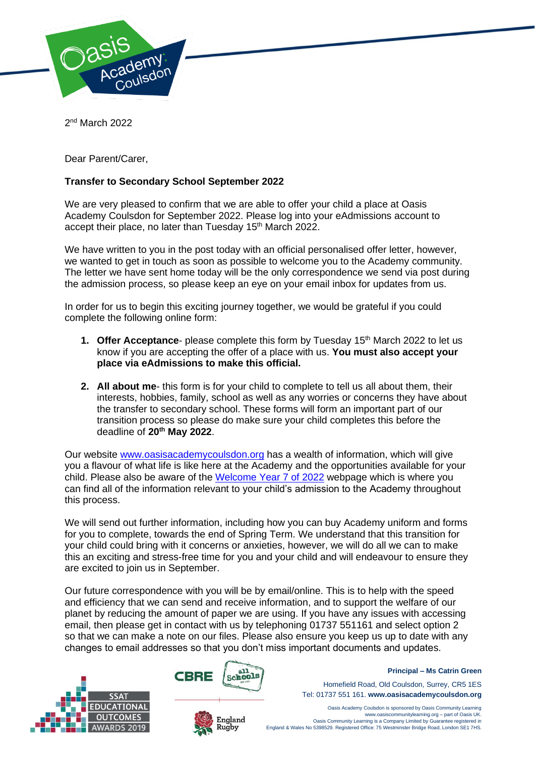2nd March 2022

Dear Parent/Carer,

**Transfer to Secondary School September 2022**

We are very pleased to confirm that we are able to offer your child a place at Oasis Academy Coulsdon for September 2022. Please log into your eAdmissions account to accept their place, no later than Tuesday 15th March 2022.

We have written to you in the post today with an official personalised offer letter, however, we wanted to get in touch as soon as possible to welcome you to the Academy community. The letter we have sent home today will be the only correspondence we send via post during the admission process, so please keep an eye on your email inbox for updates from us.

In order for us to begin this exciting journey together, we would be grateful if you could complete the following online form:

1. **Offer Acceptance**- please complete this form by Tuesday 15th March 2022 to let us know if you are accepting the offer of a place with us. **You must also accept your place via eAdmissions to make this official.**

2. **All about me**- this form is for your child to complete to tell us all about them, their interests, hobbies, family, school as well as any worries or concerns they have about the transfer to secondary school. These forms will form an important part of our transition process so please do make sure your child completes this before the deadline of **20th May 2022**.

Our website www.oasisacademycoulsdon.org has a wealth of information, which will give you a flavour of what life is like here at the Academy and the opportunities available for your child. Please also be aware of the Welcome Year 7 of 2022 webpage which is where you can find all of the information relevant to your child's admission to the Academy throughout this process.

We will send out further information, including how you can buy Academy uniform and forms for you to complete, towards the end of Spring Term. We understand that this transition for your child could bring with it concerns or anxieties, however, we will do all we can to make this an exciting and stress-free time for you and your child and will endeavour to ensure they are excited to join us in September.

Our future correspondence with you will be by email/online. This is to help with the speed and efficiency that we can send and receive information, and to support the welfare of our planet by reducing the amount of paper we are using. If you have any issues with accessing email, then please get in contact with us by telephoning 01737 551161 and select option 2 so that we can make a note on our files. Please also ensure you keep us up to date with any changes to email addresses so that you don't miss important documents and updates.

**Principal – Ms Catrin Green**

Homefield Road, Old Coulsdon, Surrey, CR5 1ES
Tel: 01737 551 161. **www.oasisacademycoulsdon.org**

Oasis Academy Coulsdon is sponsored by Oasis Community Learning
www.oasiscommunitylearning.org – part of Oasis UK.
Oasis Community Learning is a Company Limited by Guarantee registered in England & Wales No 5398529. Registered Office: 75 Westminster Bridge Road, London SE1 7HS.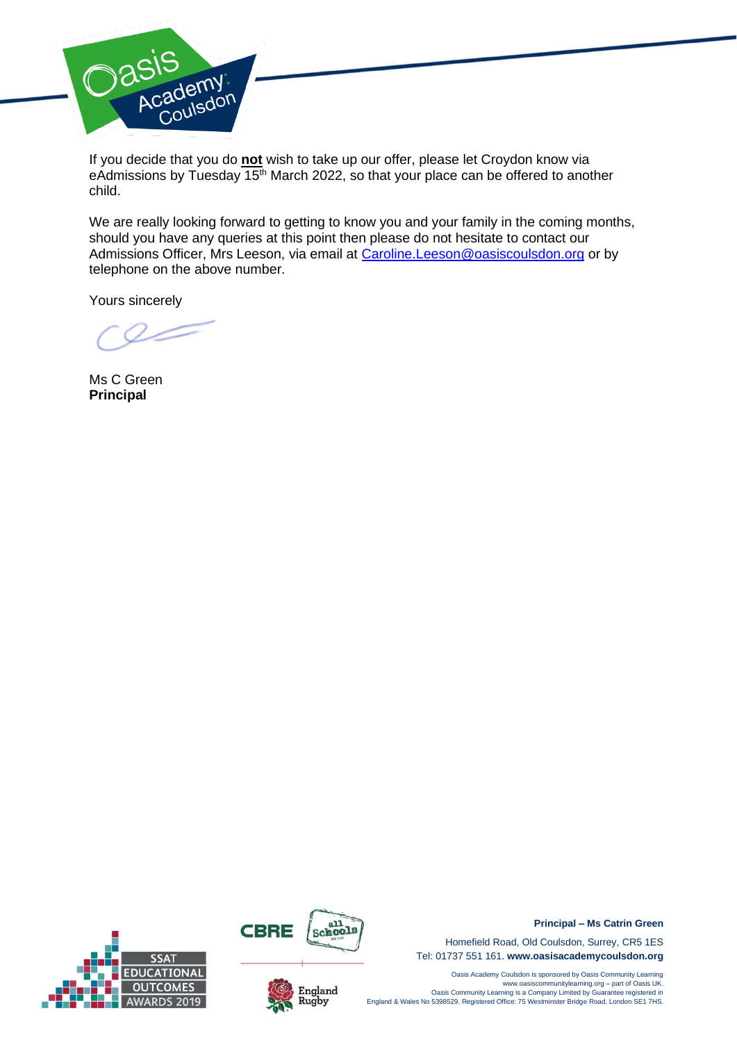If you decide that you do **not** wish to take up our offer, please let Croydon know via eAdmissions by Tuesday 15th March 2022, so that your place can be offered to another child.

We are really looking forward to getting to know you and your family in the coming months, should you have any queries at this point then please do not hesitate to contact our Admissions Officer, Mrs Leeson, via email at Caroline.Leeson@oasiscoulsdon.org or by telephone on the above number.

Yours sincerely

Ms C Green
**Principal**

**Principal – Ms Catrin Green**

Homefield Road, Old Coulsdon, Surrey, CR5 1ES
Tel: 01737 551 161. **www.oasisacademycoulsdon.org**

Oasis Academy Coulsdon is sponsored by Oasis Community Learning
www.oasiscommunitylearning.org – part of Oasis UK.
Oasis Community Learning is a Company Limited by Guarantee registered in England & Wales No 5398529. Registered Office: 75 Westminster Bridge Road, London SE1 7HS.